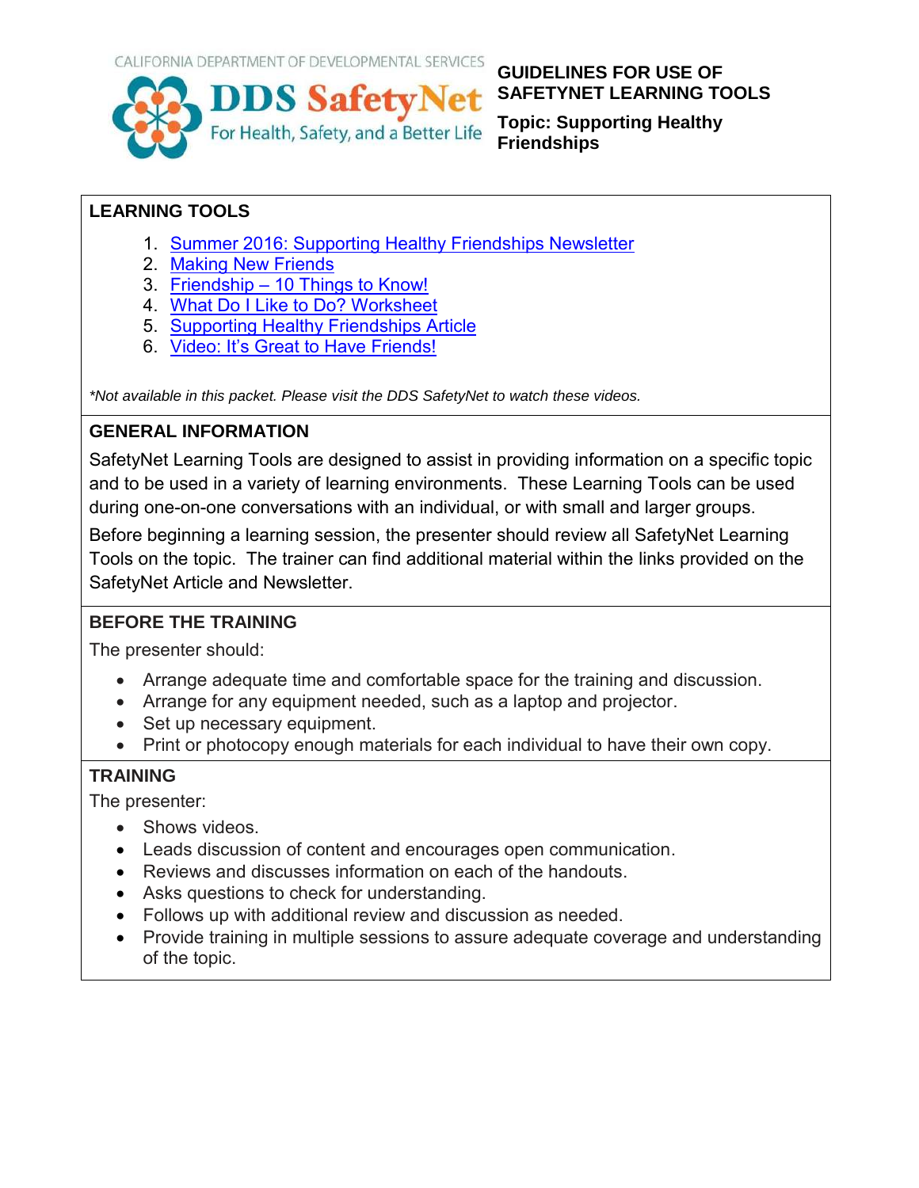CALIFORNIA DEPARTMENT OF DEVELOPMENTAL SERVICES

**DDS SafetyNet**
For Health, Safety, and a Better Life

# GUIDELINES FOR USE OF SAFETYNET LEARNING TOOLS

## Topic: Supporting Healthy Friendships

### LEARNING TOOLS

1. Summer 2016: Supporting Healthy Friendships Newsletter
2. Making New Friends
3. Friendship – 10 Things to Know!
4. What Do I Like to Do? Worksheet
5. Supporting Healthy Friendships Article
6. Video: It's Great to Have Friends!

*\*Not available in this packet. Please visit the DDS SafetyNet to watch these videos.*

### GENERAL INFORMATION

SafetyNet Learning Tools are designed to assist in providing information on a specific topic and to be used in a variety of learning environments. These Learning Tools can be used during one-on-one conversations with an individual, or with small and larger groups.

Before beginning a learning session, the presenter should review all SafetyNet Learning Tools on the topic. The trainer can find additional material within the links provided on the SafetyNet Article and Newsletter.

### BEFORE THE TRAINING

The presenter should:

- Arrange adequate time and comfortable space for the training and discussion.
- Arrange for any equipment needed, such as a laptop and projector.
- Set up necessary equipment.
- Print or photocopy enough materials for each individual to have their own copy.

### TRAINING

The presenter:

- Shows videos.
- Leads discussion of content and encourages open communication.
- Reviews and discusses information on each of the handouts.
- Asks questions to check for understanding.
- Follows up with additional review and discussion as needed.
- Provide training in multiple sessions to assure adequate coverage and understanding of the topic.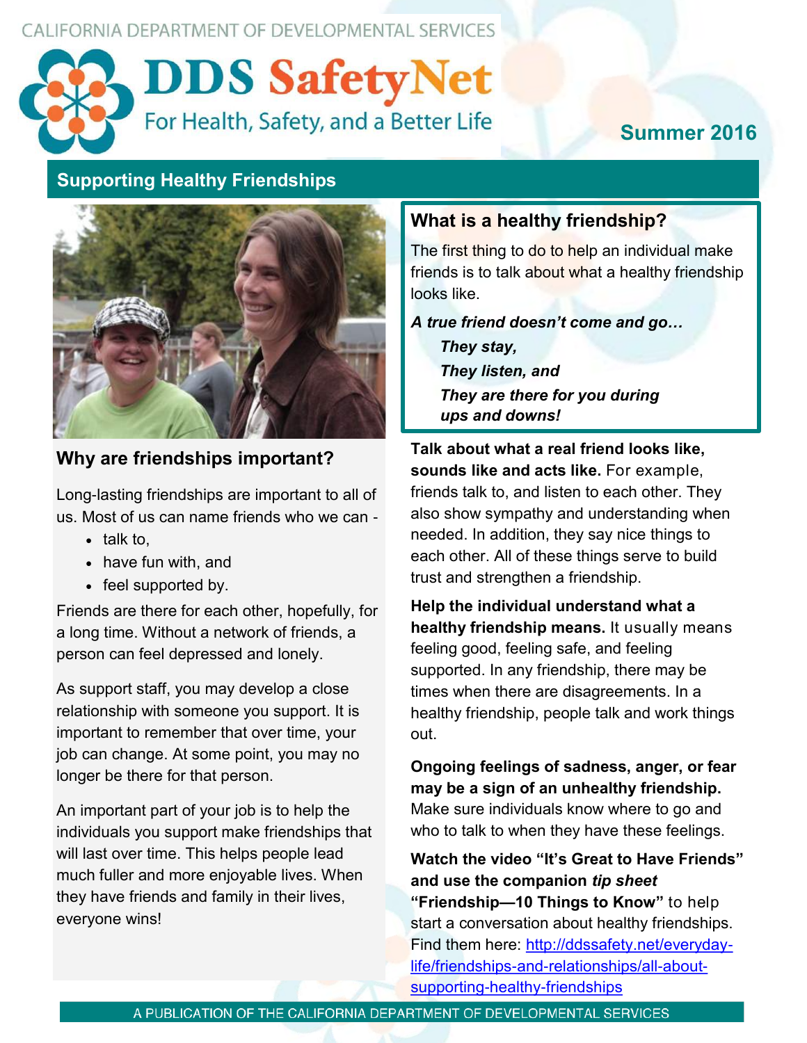CALIFORNIA DEPARTMENT OF DEVELOPMENTAL SERVICES

# DDS SafetyNet

For Health, Safety, and a Better Life

**Summer 2016**

## Supporting Healthy Friendships

### Why are friendships important?

Long-lasting friendships are important to all of us. Most of us can name friends who we can -

- talk to,
- have fun with, and
- feel supported by.

Friends are there for each other, hopefully, for a long time. Without a network of friends, a person can feel depressed and lonely.

As support staff, you may develop a close relationship with someone you support. It is important to remember that over time, your job can change. At some point, you may no longer be there for that person.

An important part of your job is to help the individuals you support make friendships that will last over time. This helps people lead much fuller and more enjoyable lives. When they have friends and family in their lives, everyone wins!

### What is a healthy friendship?

The first thing to do to help an individual make friends is to talk about what a healthy friendship looks like.

***A true friend doesn't come and go…***

***They stay,***

***They listen, and***

***They are there for you during ups and downs!***

**Talk about what a real friend looks like, sounds like and acts like.** For example, friends talk to, and listen to each other. They also show sympathy and understanding when needed. In addition, they say nice things to each other. All of these things serve to build trust and strengthen a friendship.

**Help the individual understand what a healthy friendship means.** It usually means feeling good, feeling safe, and feeling supported. In any friendship, there may be times when there are disagreements. In a healthy friendship, people talk and work things out.

**Ongoing feelings of sadness, anger, or fear may be a sign of an unhealthy friendship.** Make sure individuals know where to go and who to talk to when they have these feelings.

**Watch the video "It's Great to Have Friends" and use the companion *tip sheet* "Friendship—10 Things to Know"** to help start a conversation about healthy friendships. Find them here: http://ddssafety.net/everyday-life/friendships-and-relationships/all-about-supporting-healthy-friendships

A PUBLICATION OF THE CALIFORNIA DEPARTMENT OF DEVELOPMENTAL SERVICES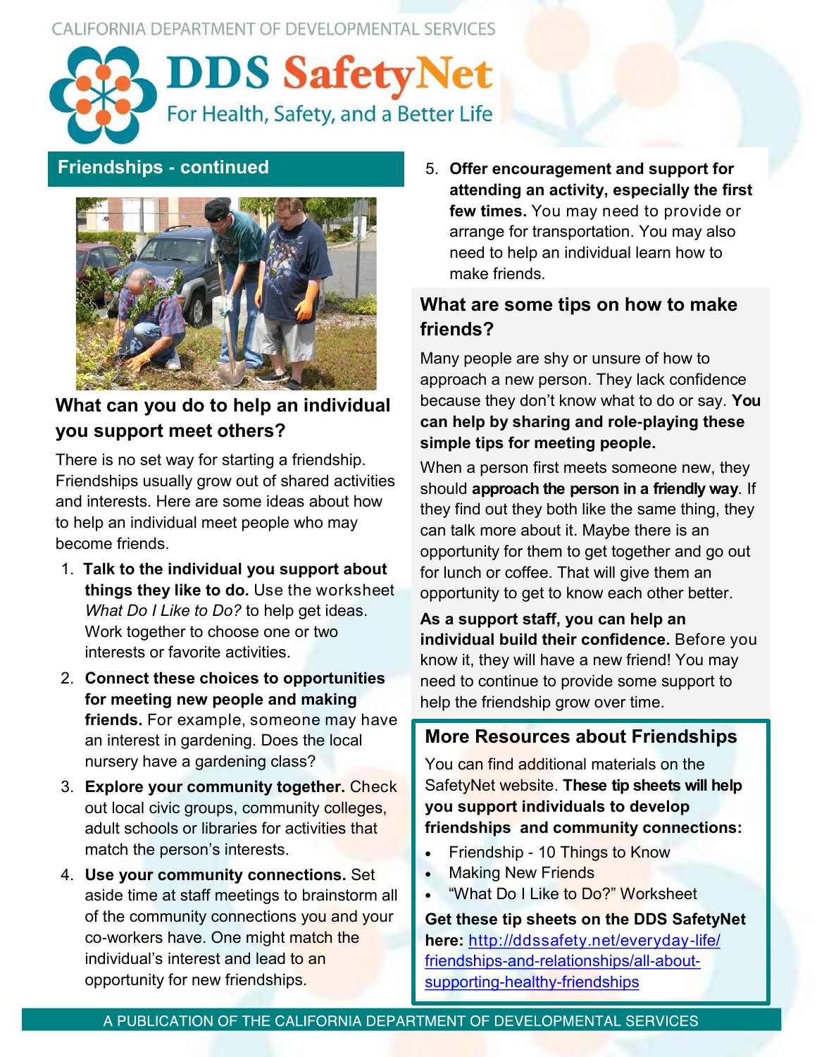## Friendships - continued

### What can you do to help an individual you support meet others?

There is no set way for starting a friendship. Friendships usually grow out of shared activities and interests. Here are some ideas about how to help an individual meet people who may become friends.

1. **Talk to the individual you support about things they like to do.** Use the worksheet *What Do I Like to Do?* to help get ideas. Work together to choose one or two interests or favorite activities.
2. **Connect these choices to opportunities for meeting new people and making friends.** For example, someone may have an interest in gardening. Does the local nursery have a gardening class?
3. **Explore your community together.** Check out local civic groups, community colleges, adult schools or libraries for activities that match the person's interests.
4. **Use your community connections.** Set aside time at staff meetings to brainstorm all of the community connections you and your co-workers have. One might match the individual's interest and lead to an opportunity for new friendships.
5. **Offer encouragement and support for attending an activity, especially the first few times.** You may need to provide or arrange for transportation. You may also need to help an individual learn how to make friends.

### What are some tips on how to make friends?

Many people are shy or unsure of how to approach a new person. They lack confidence because they don't know what to do or say. **You can help by sharing and role-playing these simple tips for meeting people.**

When a person first meets someone new, they should **approach the person in a friendly way**. If they find out they both like the same thing, they can talk more about it. Maybe there is an opportunity for them to get together and go out for lunch or coffee. That will give them an opportunity to get to know each other better.

**As a support staff, you can help an individual build their confidence.** Before you know it, they will have a new friend! You may need to continue to provide some support to help the friendship grow over time.

### More Resources about Friendships

You can find additional materials on the SafetyNet website. **These tip sheets will help you support individuals to develop friendships and community connections:**

- Friendship - 10 Things to Know
- Making New Friends
- "What Do I Like to Do?" Worksheet

**Get these tip sheets on the DDS SafetyNet here:** http://ddssafety.net/everyday-life/friendships-and-relationships/all-about-supporting-healthy-friendships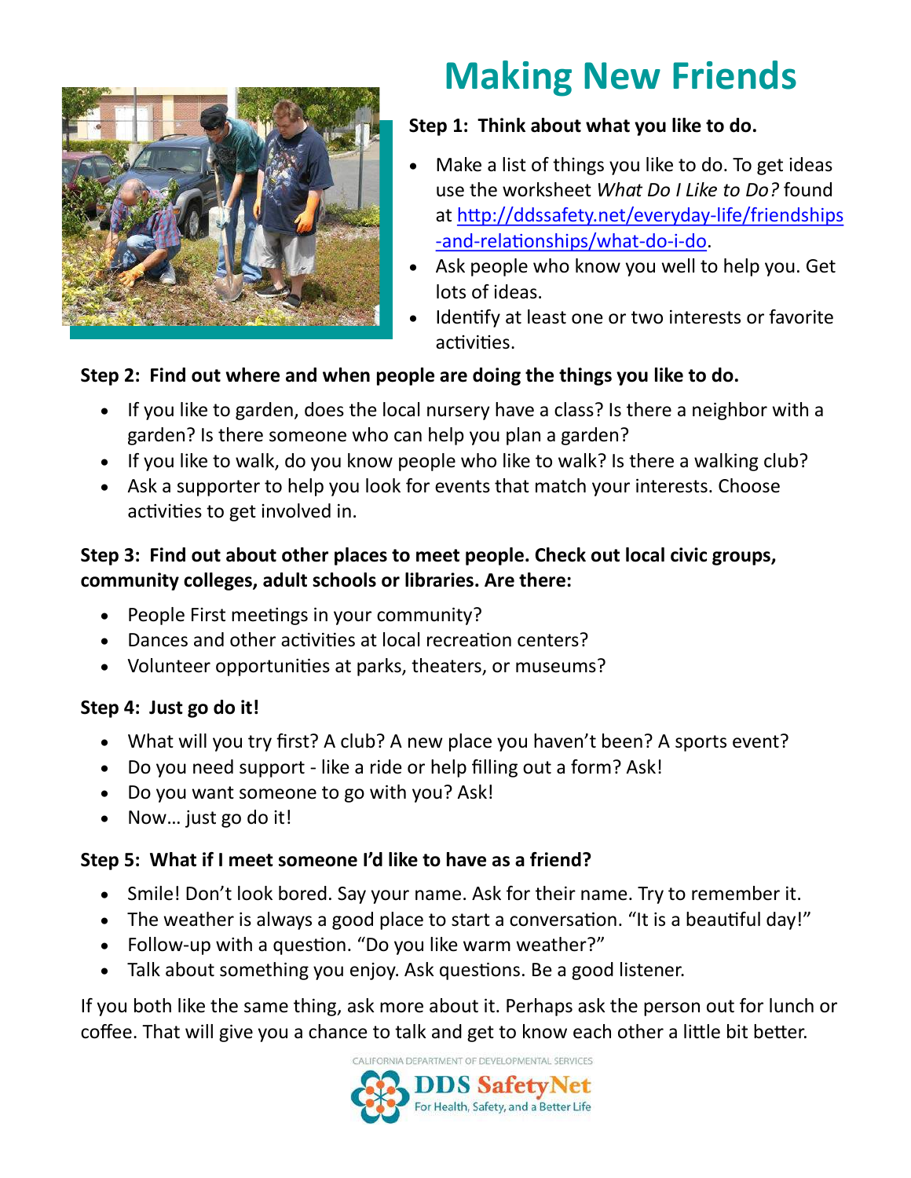# Making New Friends

**Step 1: Think about what you like to do.**

- Make a list of things you like to do. To get ideas use the worksheet *What Do I Like to Do?* found at http://ddssafety.net/everyday-life/friendships-and-relationships/what-do-i-do.
- Ask people who know you well to help you. Get lots of ideas.
- Identify at least one or two interests or favorite activities.

**Step 2: Find out where and when people are doing the things you like to do.**

- If you like to garden, does the local nursery have a class? Is there a neighbor with a garden? Is there someone who can help you plan a garden?
- If you like to walk, do you know people who like to walk? Is there a walking club?
- Ask a supporter to help you look for events that match your interests. Choose activities to get involved in.

**Step 3: Find out about other places to meet people. Check out local civic groups, community colleges, adult schools or libraries. Are there:**

- People First meetings in your community?
- Dances and other activities at local recreation centers?
- Volunteer opportunities at parks, theaters, or museums?

**Step 4: Just go do it!**

- What will you try first? A club? A new place you haven't been? A sports event?
- Do you need support - like a ride or help filling out a form? Ask!
- Do you want someone to go with you? Ask!
- Now… just go do it!

**Step 5: What if I meet someone I'd like to have as a friend?**

- Smile! Don't look bored. Say your name. Ask for their name. Try to remember it.
- The weather is always a good place to start a conversation. "It is a beautiful day!"
- Follow-up with a question. "Do you like warm weather?"
- Talk about something you enjoy. Ask questions. Be a good listener.

If you both like the same thing, ask more about it. Perhaps ask the person out for lunch or coffee. That will give you a chance to talk and get to know each other a little bit better.

CALIFORNIA DEPARTMENT OF DEVELOPMENTAL SERVICES
DDS SafetyNet
For Health, Safety, and a Better Life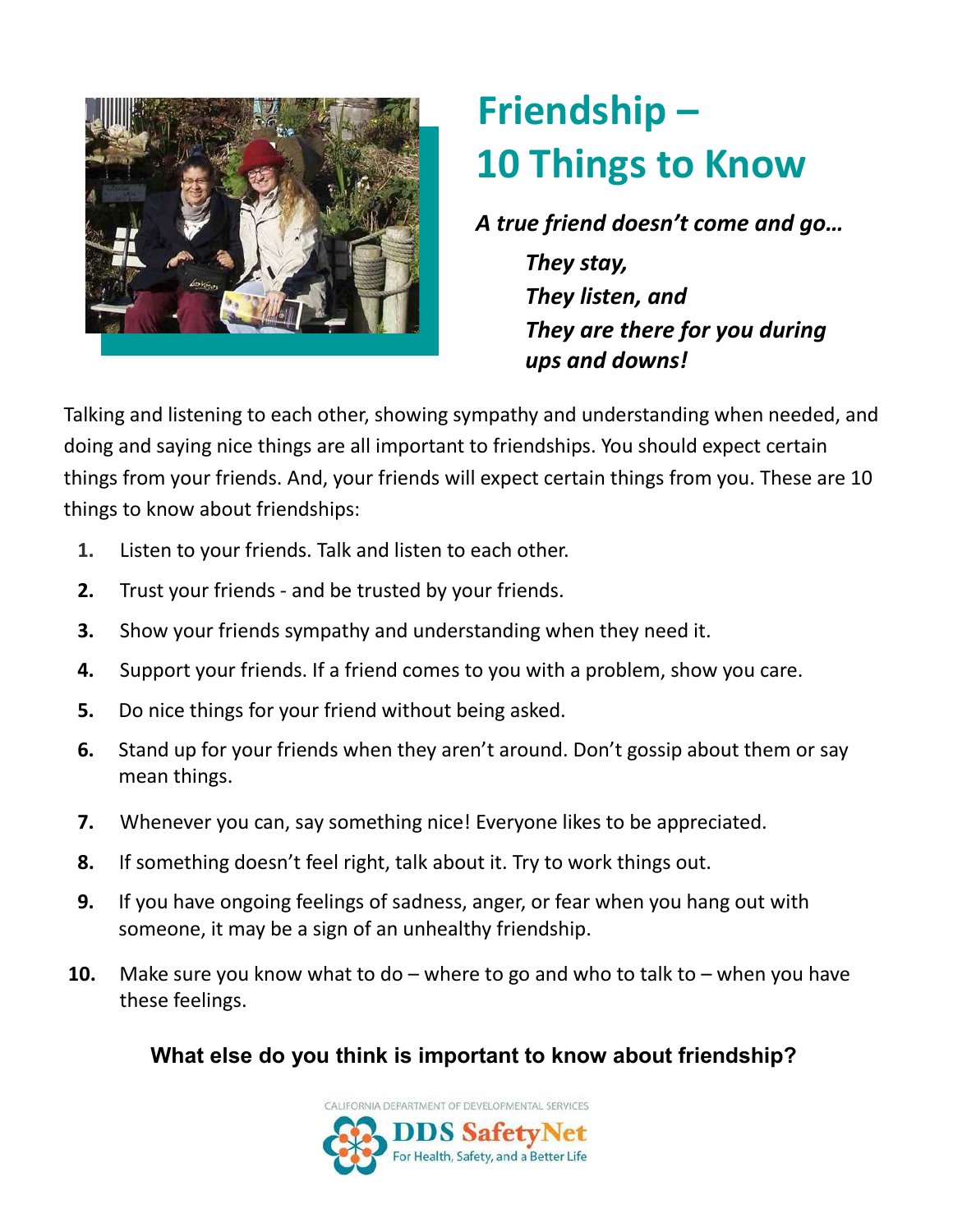# Friendship – 10 Things to Know

***A true friend doesn't come and go…***

***They stay,***
***They listen, and***
***They are there for you during ups and downs!***

Talking and listening to each other, showing sympathy and understanding when needed, and doing and saying nice things are all important to friendships. You should expect certain things from your friends. And, your friends will expect certain things from you. These are 10 things to know about friendships:

1. Listen to your friends. Talk and listen to each other.
2. Trust your friends - and be trusted by your friends.
3. Show your friends sympathy and understanding when they need it.
4. Support your friends. If a friend comes to you with a problem, show you care.
5. Do nice things for your friend without being asked.
6. Stand up for your friends when they aren't around. Don't gossip about them or say mean things.
7. Whenever you can, say something nice! Everyone likes to be appreciated.
8. If something doesn't feel right, talk about it. Try to work things out.
9. If you have ongoing feelings of sadness, anger, or fear when you hang out with someone, it may be a sign of an unhealthy friendship.
10. Make sure you know what to do – where to go and who to talk to – when you have these feelings.

**What else do you think is important to know about friendship?**

CALIFORNIA DEPARTMENT OF DEVELOPMENTAL SERVICES
DDS SafetyNet
For Health, Safety, and a Better Life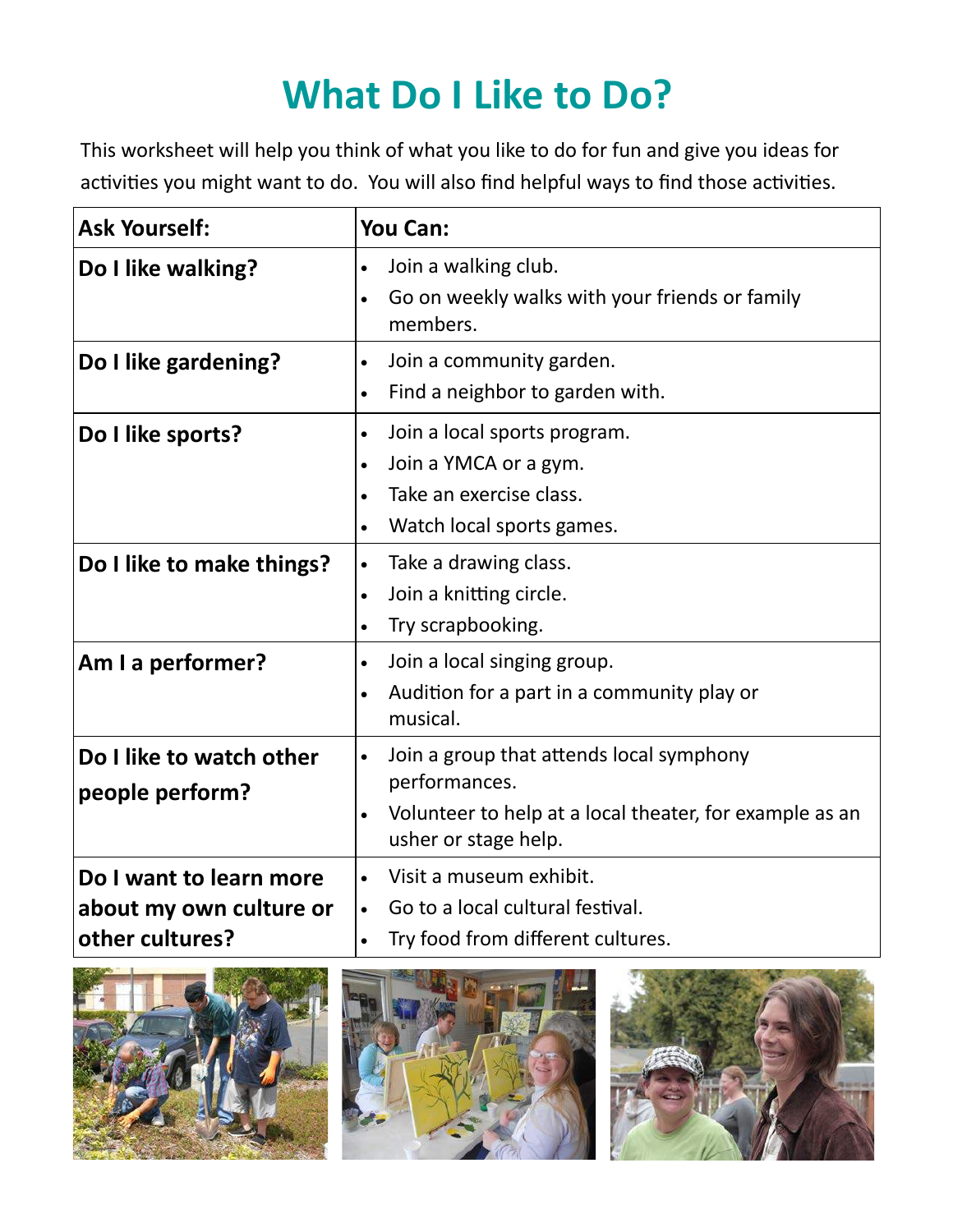# What Do I Like to Do?

This worksheet will help you think of what you like to do for fun and give you ideas for activities you might want to do. You will also find helpful ways to find those activities.

| Ask Yourself: | You Can: |
| --- | --- |
| **Do I like walking?** | • Join a walking club.<br>• Go on weekly walks with your friends or family members. |
| **Do I like gardening?** | • Join a community garden.<br>• Find a neighbor to garden with. |
| **Do I like sports?** | • Join a local sports program.<br>• Join a YMCA or a gym.<br>• Take an exercise class.<br>• Watch local sports games. |
| **Do I like to make things?** | • Take a drawing class.<br>• Join a knitting circle.<br>• Try scrapbooking. |
| **Am I a performer?** | • Join a local singing group.<br>• Audition for a part in a community play or musical. |
| **Do I like to watch other people perform?** | • Join a group that attends local symphony performances.<br>• Volunteer to help at a local theater, for example as an usher or stage help. |
| **Do I want to learn more about my own culture or other cultures?** | • Visit a museum exhibit.<br>• Go to a local cultural festival.<br>• Try food from different cultures. |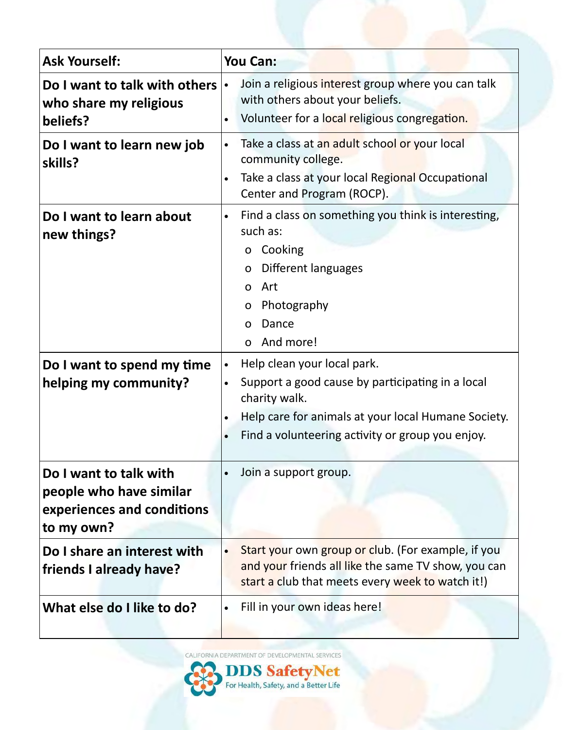| Ask Yourself: | You Can: |
|---|---|
| **Do I want to talk with others who share my religious beliefs?** | • Join a religious interest group where you can talk with others about your beliefs.<br>• Volunteer for a local religious congregation. |
| **Do I want to learn new job skills?** | • Take a class at an adult school or your local community college.<br>• Take a class at your local Regional Occupational Center and Program (ROCP). |
| **Do I want to learn about new things?** | • Find a class on something you think is interesting, such as:<br>o Cooking<br>o Different languages<br>o Art<br>o Photography<br>o Dance<br>o And more! |
| **Do I want to spend my time helping my community?** | • Help clean your local park.<br>• Support a good cause by participating in a local charity walk.<br>• Help care for animals at your local Humane Society.<br>• Find a volunteering activity or group you enjoy. |
| **Do I want to talk with people who have similar experiences and conditions to my own?** | • Join a support group. |
| **Do I share an interest with friends I already have?** | • Start your own group or club. (For example, if you and your friends all like the same TV show, you can start a club that meets every week to watch it!) |
| **What else do I like to do?** | • Fill in your own ideas here! |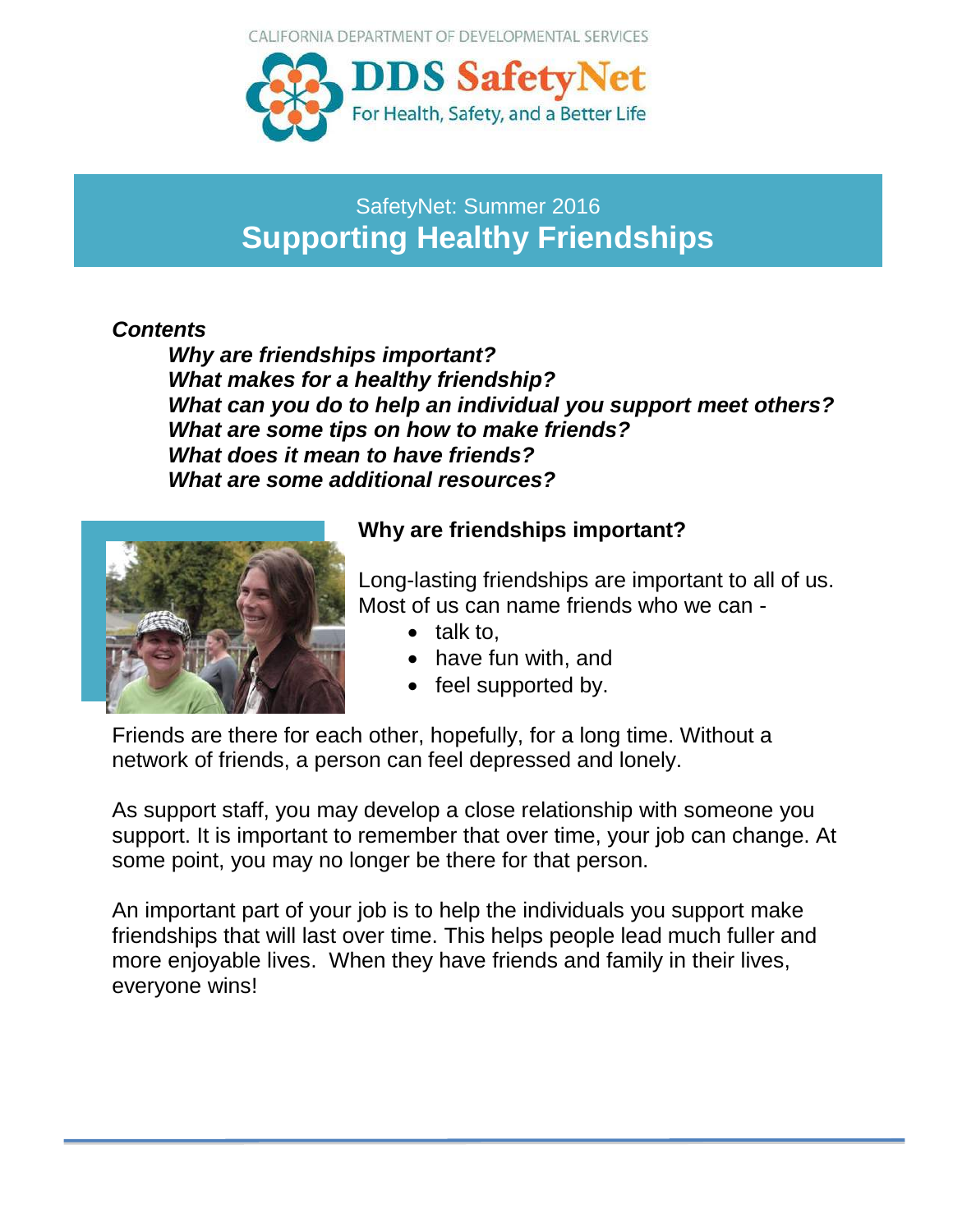CALIFORNIA DEPARTMENT OF DEVELOPMENTAL SERVICES

DDS SafetyNet
For Health, Safety, and a Better Life

SafetyNet: Summer 2016

# Supporting Healthy Friendships

***Contents***

***Why are friendships important?***
***What makes for a healthy friendship?***
***What can you do to help an individual you support meet others?***
***What are some tips on how to make friends?***
***What does it mean to have friends?***
***What are some additional resources?***

## Why are friendships important?

Long-lasting friendships are important to all of us. Most of us can name friends who we can -

- talk to,
- have fun with, and
- feel supported by.

Friends are there for each other, hopefully, for a long time. Without a network of friends, a person can feel depressed and lonely.

As support staff, you may develop a close relationship with someone you support. It is important to remember that over time, your job can change. At some point, you may no longer be there for that person.

An important part of your job is to help the individuals you support make friendships that will last over time. This helps people lead much fuller and more enjoyable lives. When they have friends and family in their lives, everyone wins!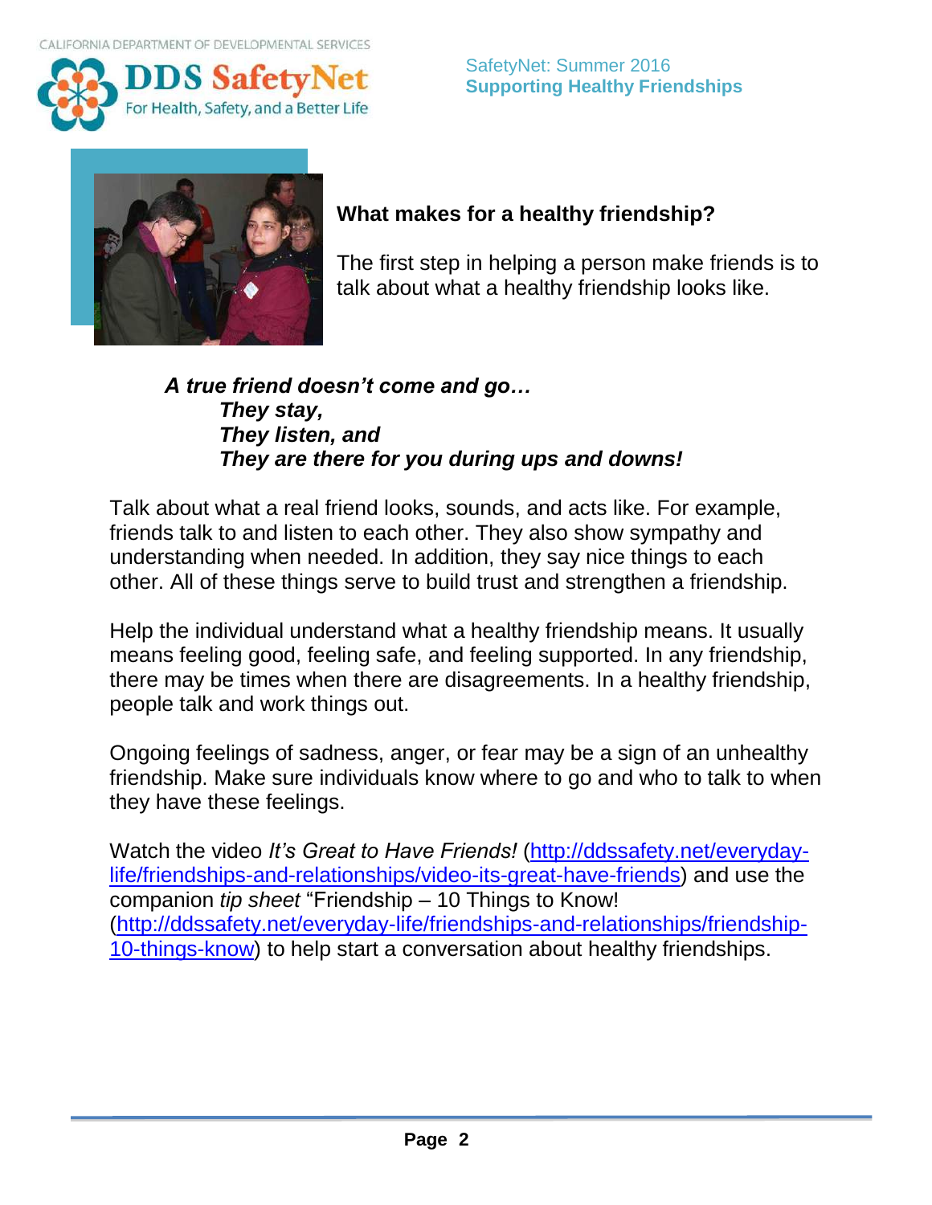SafetyNet: Summer 2016
**Supporting Healthy Friendships**

## What makes for a healthy friendship?

The first step in helping a person make friends is to talk about what a healthy friendship looks like.

***A true friend doesn't come and go…***
***They stay,***
***They listen, and***
***They are there for you during ups and downs!***

Talk about what a real friend looks, sounds, and acts like. For example, friends talk to and listen to each other. They also show sympathy and understanding when needed. In addition, they say nice things to each other. All of these things serve to build trust and strengthen a friendship.

Help the individual understand what a healthy friendship means. It usually means feeling good, feeling safe, and feeling supported. In any friendship, there may be times when there are disagreements. In a healthy friendship, people talk and work things out.

Ongoing feelings of sadness, anger, or fear may be a sign of an unhealthy friendship. Make sure individuals know where to go and who to talk to when they have these feelings.

Watch the video *It's Great to Have Friends!* (http://ddssafety.net/everyday-life/friendships-and-relationships/video-its-great-have-friends) and use the companion *tip sheet* "Friendship – 10 Things to Know! (http://ddssafety.net/everyday-life/friendships-and-relationships/friendship-10-things-know) to help start a conversation about healthy friendships.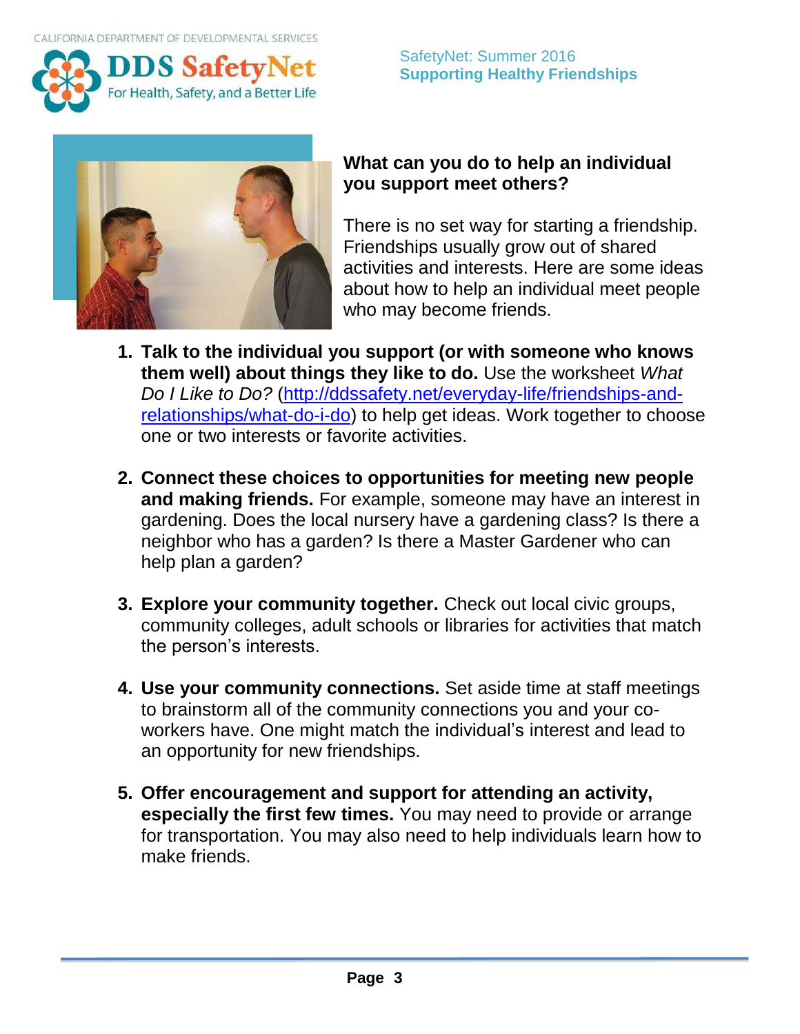## What can you do to help an individual you support meet others?

There is no set way for starting a friendship. Friendships usually grow out of shared activities and interests. Here are some ideas about how to help an individual meet people who may become friends.

1. **Talk to the individual you support (or with someone who knows them well) about things they like to do.** Use the worksheet *What Do I Like to Do?* ([http://ddssafety.net/everyday-life/friendships-and-relationships/what-do-i-do](http://ddssafety.net/everyday-life/friendships-and-relationships/what-do-i-do)) to help get ideas. Work together to choose one or two interests or favorite activities.

2. **Connect these choices to opportunities for meeting new people and making friends.** For example, someone may have an interest in gardening. Does the local nursery have a gardening class? Is there a neighbor who has a garden? Is there a Master Gardener who can help plan a garden?

3. **Explore your community together.** Check out local civic groups, community colleges, adult schools or libraries for activities that match the person's interests.

4. **Use your community connections.** Set aside time at staff meetings to brainstorm all of the community connections you and your co-workers have. One might match the individual's interest and lead to an opportunity for new friendships.

5. **Offer encouragement and support for attending an activity, especially the first few times.** You may need to provide or arrange for transportation. You may also need to help individuals learn how to make friends.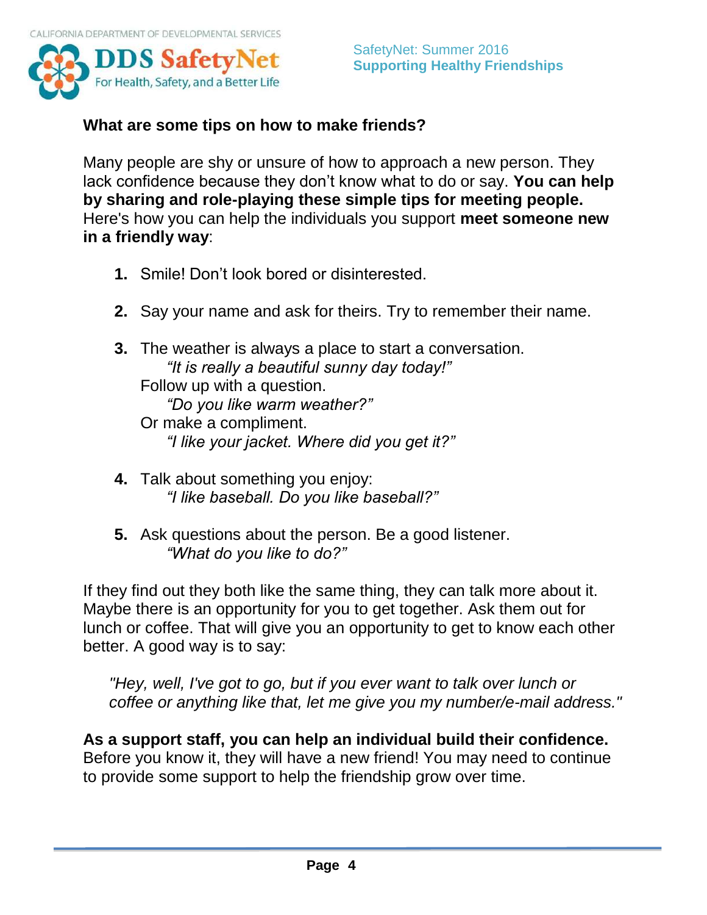### What are some tips on how to make friends?

Many people are shy or unsure of how to approach a new person. They lack confidence because they don't know what to do or say. **You can help by sharing and role-playing these simple tips for meeting people.** Here's how you can help the individuals you support **meet someone new in a friendly way**:

1. Smile! Don't look bored or disinterested.

2. Say your name and ask for theirs. Try to remember their name.

3. The weather is always a place to start a conversation.
   *"It is really a beautiful sunny day today!"*
   Follow up with a question.
   *"Do you like warm weather?"*
   Or make a compliment.
   *"I like your jacket. Where did you get it?"*

4. Talk about something you enjoy:
   *"I like baseball. Do you like baseball?"*

5. Ask questions about the person. Be a good listener.
   *"What do you like to do?"*

If they find out they both like the same thing, they can talk more about it. Maybe there is an opportunity for you to get together. Ask them out for lunch or coffee. That will give you an opportunity to get to know each other better. A good way is to say:

*"Hey, well, I've got to go, but if you ever want to talk over lunch or coffee or anything like that, let me give you my number/e-mail address."*

**As a support staff, you can help an individual build their confidence.** Before you know it, they will have a new friend! You may need to continue to provide some support to help the friendship grow over time.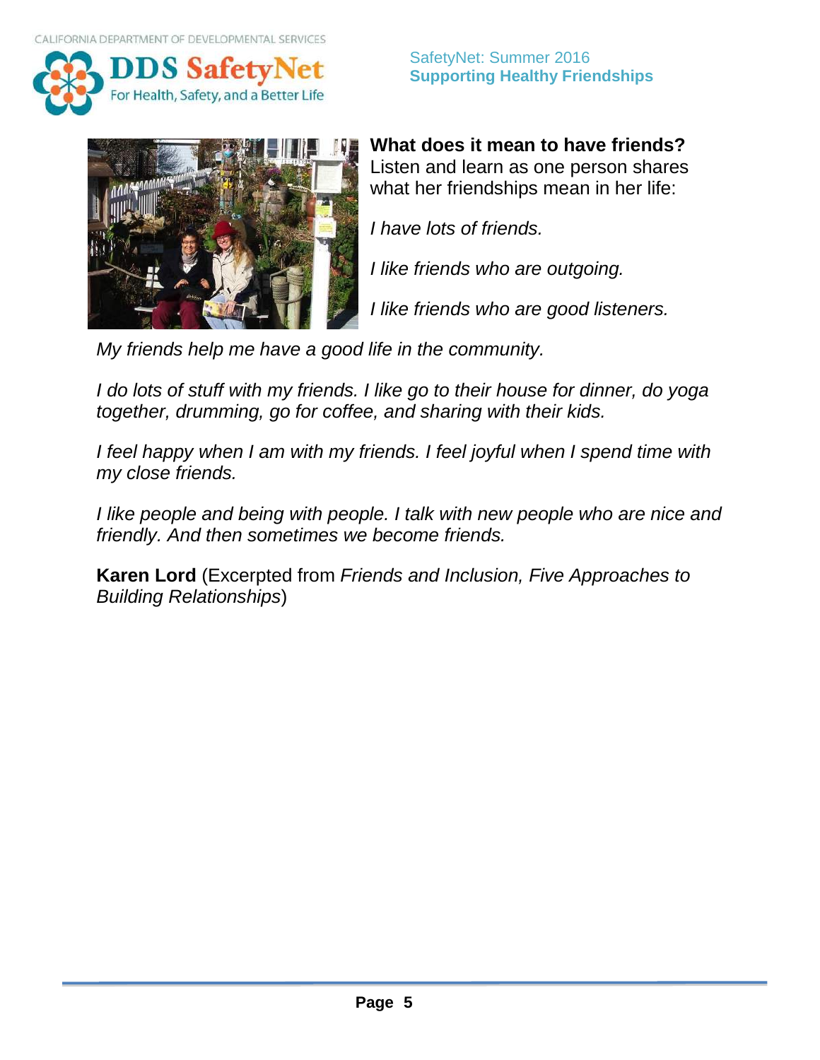**What does it mean to have friends?** Listen and learn as one person shares what her friendships mean in her life:

*I have lots of friends.*

*I like friends who are outgoing.*

*I like friends who are good listeners.*

*My friends help me have a good life in the community.*

*I do lots of stuff with my friends. I like go to their house for dinner, do yoga together, drumming, go for coffee, and sharing with their kids.*

*I feel happy when I am with my friends. I feel joyful when I spend time with my close friends.*

*I like people and being with people. I talk with new people who are nice and friendly. And then sometimes we become friends.*

**Karen Lord** (Excerpted from *Friends and Inclusion, Five Approaches to Building Relationships*)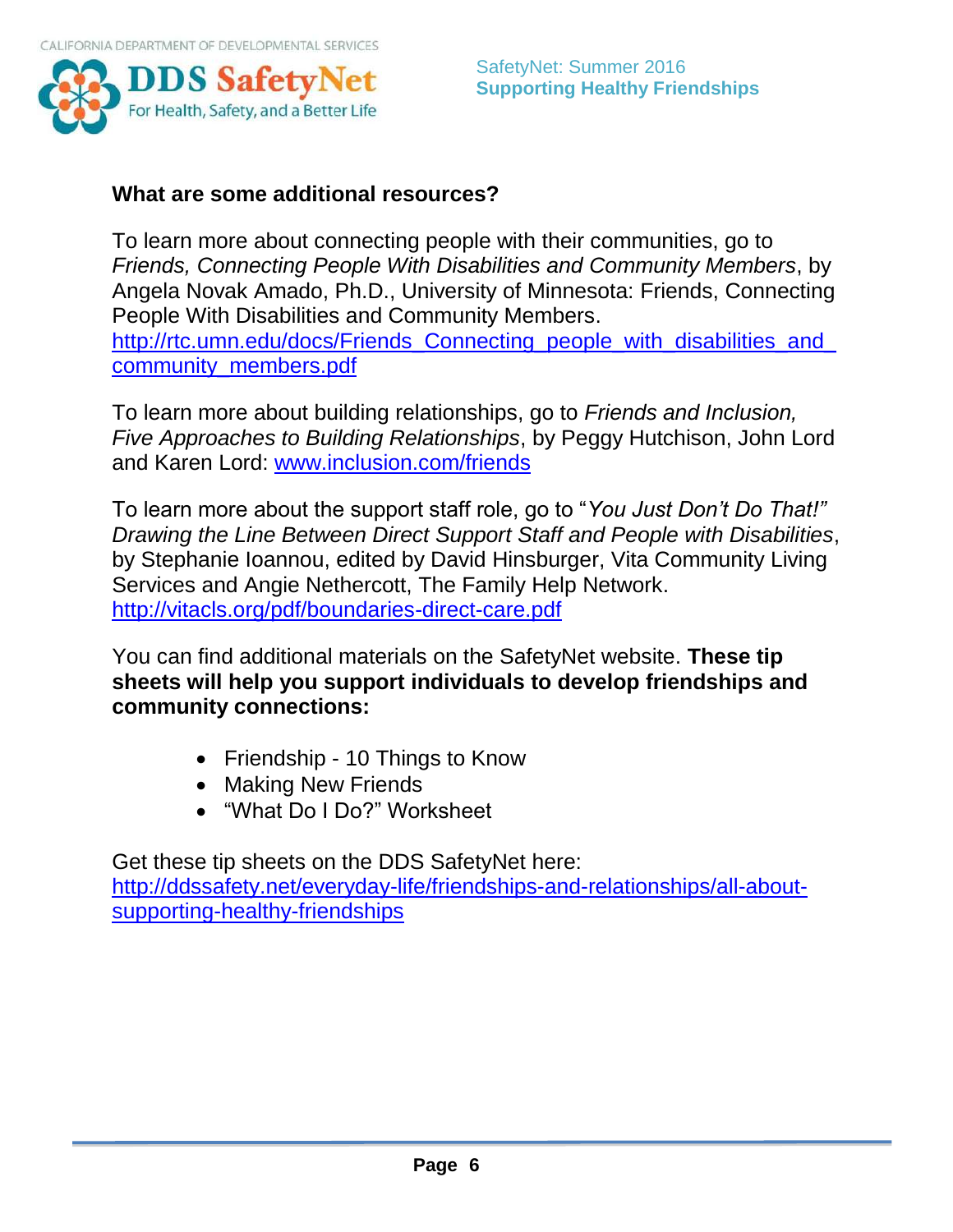### What are some additional resources?

To learn more about connecting people with their communities, go to *Friends, Connecting People With Disabilities and Community Members*, by Angela Novak Amado, Ph.D., University of Minnesota: Friends, Connecting People With Disabilities and Community Members. http://rtc.umn.edu/docs/Friends_Connecting_people_with_disabilities_and_community_members.pdf

To learn more about building relationships, go to *Friends and Inclusion, Five Approaches to Building Relationships*, by Peggy Hutchison, John Lord and Karen Lord: www.inclusion.com/friends

To learn more about the support staff role, go to "*You Just Don't Do That!" Drawing the Line Between Direct Support Staff and People with Disabilities*, by Stephanie Ioannou, edited by David Hinsburger, Vita Community Living Services and Angie Nethercott, The Family Help Network. http://vitacls.org/pdf/boundaries-direct-care.pdf

You can find additional materials on the SafetyNet website. **These tip sheets will help you support individuals to develop friendships and community connections:**

- Friendship - 10 Things to Know
- Making New Friends
- "What Do I Do?" Worksheet

Get these tip sheets on the DDS SafetyNet here: http://ddssafety.net/everyday-life/friendships-and-relationships/all-about-supporting-healthy-friendships